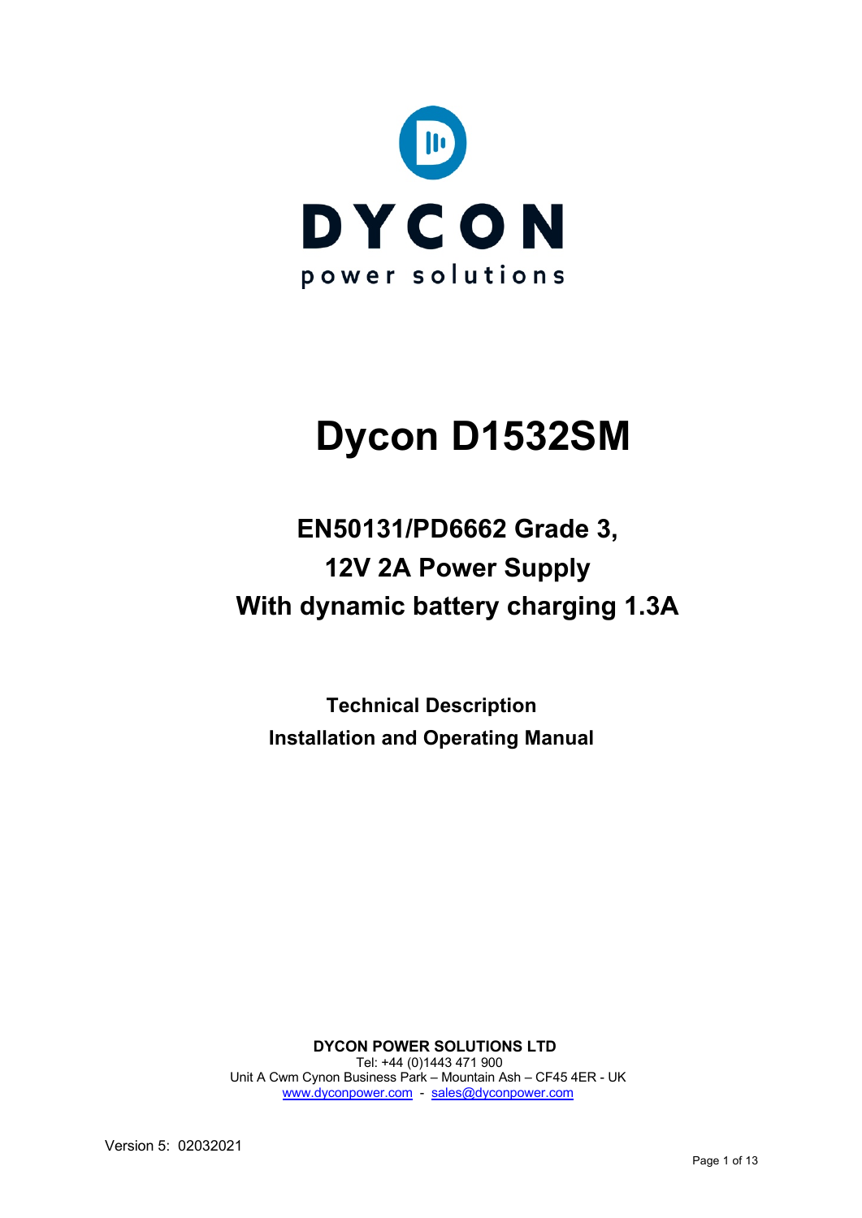DYCON

power solutions

# Dycon D1532SM

## EN50131/PD6662 Grade 3,
## 12V 2A Power Supply
## With dynamic battery charging 1.3A

### Technical Description
### Installation and Operating Manual

**DYCON POWER SOLUTIONS LTD**
Tel: +44 (0)1443 471 900
Unit A Cwm Cynon Business Park – Mountain Ash – CF45 4ER - UK
[www.dyconpower.com](http://www.dyconpower.com) - [sales@dyconpower.com](mailto:sales@dyconpower.com)

Version 5: 02032021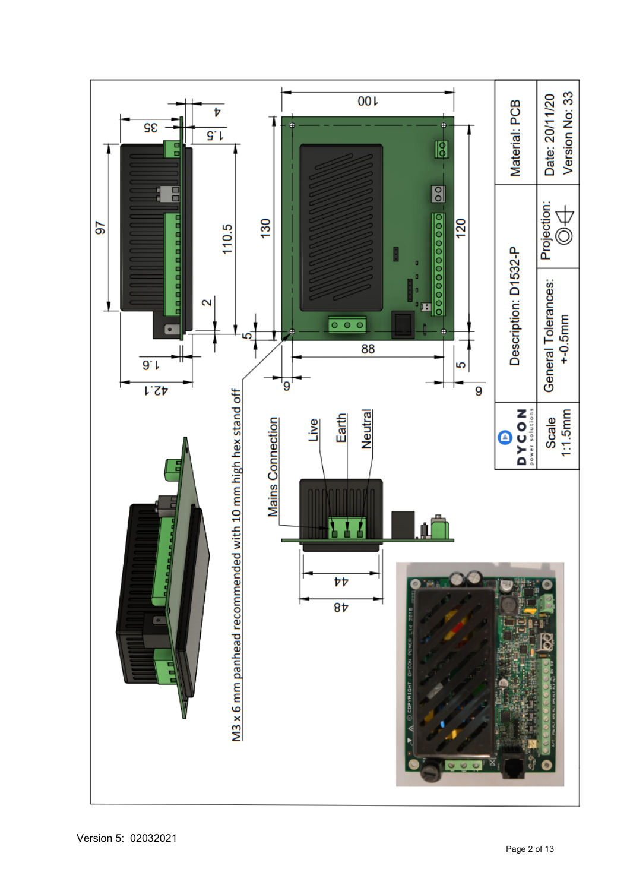| Material: PCB | Date: 20/11/20 Version No: 33 |
| --- | --- |
| Description: D1532-P | Projection: |
| | General Tolerances: +-0.5mm |
| DYCON power solutions | Scale 1:1.5mm |

M3 x 6 mm panhead recommended with 10 mm high hex stand off

Mains Connection

Live

Earth

Neutral

97

110.5

130

120

100

88

35

4

1.5

2

5

1.6

42.1

6

6

5

44

48

Version 5: 02032021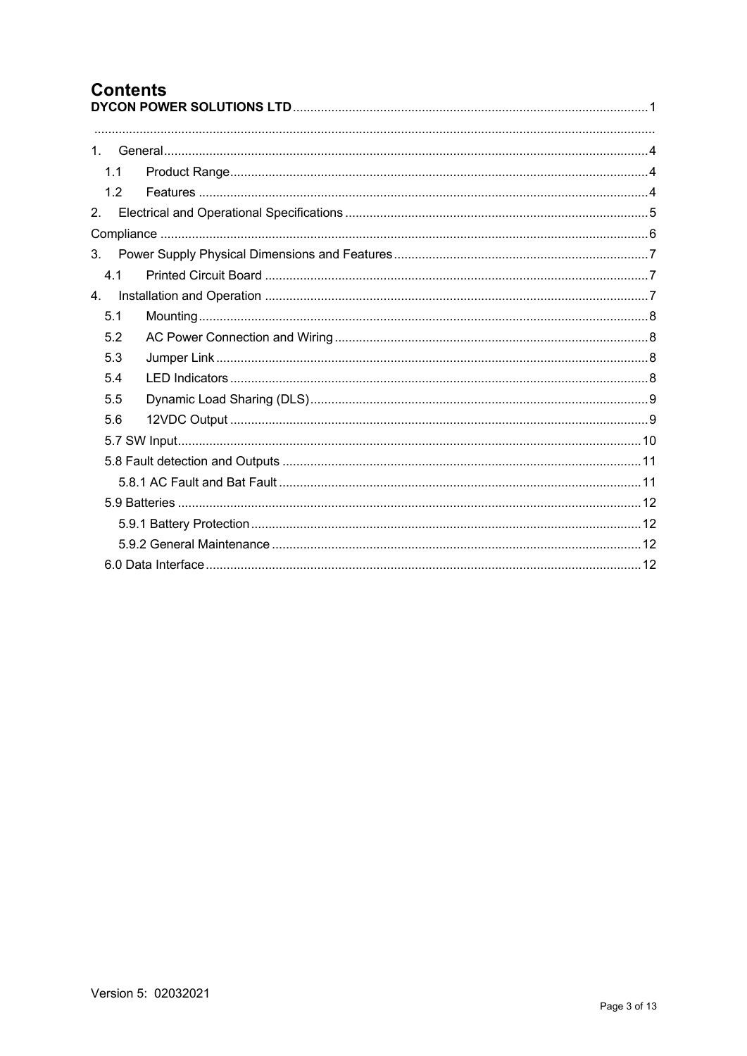# Contents

**DYCON POWER SOLUTIONS LTD** .......... 1

..........

1. General .......... 4
   - 1.1 Product Range .......... 4
   - 1.2 Features .......... 4
2. Electrical and Operational Specifications .......... 5

Compliance .......... 6

3. Power Supply Physical Dimensions and Features .......... 7
   - 4.1 Printed Circuit Board .......... 7
4. Installation and Operation .......... 7
   - 5.1 Mounting .......... 8
   - 5.2 AC Power Connection and Wiring .......... 8
   - 5.3 Jumper Link .......... 8
   - 5.4 LED Indicators .......... 8
   - 5.5 Dynamic Load Sharing (DLS) .......... 9
   - 5.6 12VDC Output .......... 9
   - 5.7 SW Input .......... 10
   - 5.8 Fault detection and Outputs .......... 11
     - 5.8.1 AC Fault and Bat Fault .......... 11
   - 5.9 Batteries .......... 12
     - 5.9.1 Battery Protection .......... 12
     - 5.9.2 General Maintenance .......... 12
   - 6.0 Data Interface .......... 12

Version 5: 02032021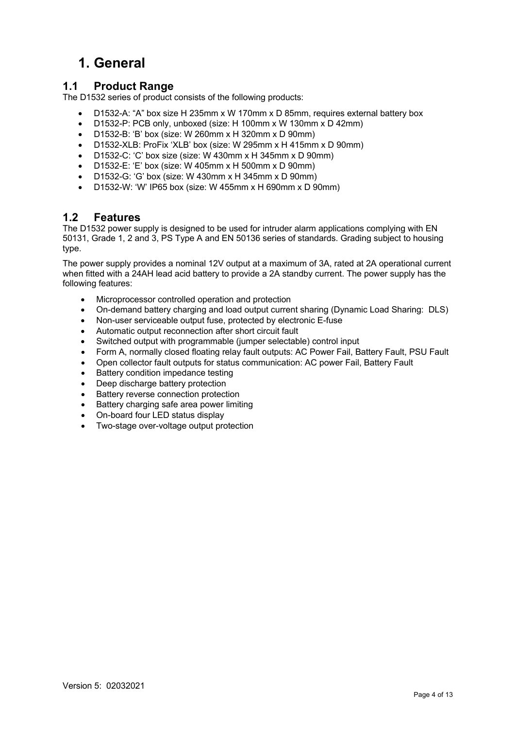# 1. General

## 1.1 Product Range

The D1532 series of product consists of the following products:

- D1532-A: "A" box size H 235mm x W 170mm x D 85mm, requires external battery box
- D1532-P: PCB only, unboxed (size: H 100mm x W 130mm x D 42mm)
- D1532-B: 'B' box (size: W 260mm x H 320mm x D 90mm)
- D1532-XLB: ProFix 'XLB' box (size: W 295mm x H 415mm x D 90mm)
- D1532-C: 'C' box size (size: W 430mm x H 345mm x D 90mm)
- D1532-E: 'E' box (size: W 405mm x H 500mm x D 90mm)
- D1532-G: 'G' box (size: W 430mm x H 345mm x D 90mm)
- D1532-W: 'W' IP65 box (size: W 455mm x H 690mm x D 90mm)

## 1.2 Features

The D1532 power supply is designed to be used for intruder alarm applications complying with EN 50131, Grade 1, 2 and 3, PS Type A and EN 50136 series of standards. Grading subject to housing type.

The power supply provides a nominal 12V output at a maximum of 3A, rated at 2A operational current when fitted with a 24AH lead acid battery to provide a 2A standby current. The power supply has the following features:

- Microprocessor controlled operation and protection
- On-demand battery charging and load output current sharing (Dynamic Load Sharing: DLS)
- Non-user serviceable output fuse, protected by electronic E-fuse
- Automatic output reconnection after short circuit fault
- Switched output with programmable (jumper selectable) control input
- Form A, normally closed floating relay fault outputs: AC Power Fail, Battery Fault, PSU Fault
- Open collector fault outputs for status communication: AC power Fail, Battery Fault
- Battery condition impedance testing
- Deep discharge battery protection
- Battery reverse connection protection
- Battery charging safe area power limiting
- On-board four LED status display
- Two-stage over-voltage output protection

Version 5: 02032021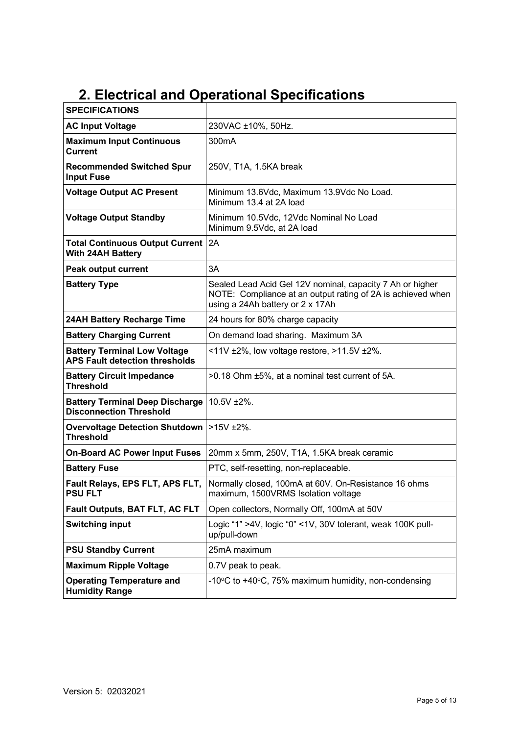# 2. Electrical and Operational Specifications

| **SPECIFICATIONS** | |
|---|---|
| **AC Input Voltage** | 230VAC ±10%, 50Hz. |
| **Maximum Input Continuous Current** | 300mA |
| **Recommended Switched Spur Input Fuse** | 250V, T1A, 1.5KA break |
| **Voltage Output AC Present** | Minimum 13.6Vdc, Maximum 13.9Vdc No Load.<br>Minimum 13.4 at 2A load |
| **Voltage Output Standby** | Minimum 10.5Vdc, 12Vdc Nominal No Load<br>Minimum 9.5Vdc, at 2A load |
| **Total Continuous Output Current With 24AH Battery** | 2A |
| **Peak output current** | 3A |
| **Battery Type** | Sealed Lead Acid Gel 12V nominal, capacity 7 Ah or higher<br>NOTE: Compliance at an output rating of 2A is achieved when using a 24Ah battery or 2 x 17Ah |
| **24AH Battery Recharge Time** | 24 hours for 80% charge capacity |
| **Battery Charging Current** | On demand load sharing. Maximum 3A |
| **Battery Terminal Low Voltage APS Fault detection thresholds** | <11V ±2%, low voltage restore, >11.5V ±2%. |
| **Battery Circuit Impedance Threshold** | >0.18 Ohm ±5%, at a nominal test current of 5A. |
| **Battery Terminal Deep Discharge Disconnection Threshold** | 10.5V ±2%. |
| **Overvoltage Detection Shutdown Threshold** | >15V ±2%. |
| **On-Board AC Power Input Fuses** | 20mm x 5mm, 250V, T1A, 1.5KA break ceramic |
| **Battery Fuse** | PTC, self-resetting, non-replaceable. |
| **Fault Relays, EPS FLT, APS FLT, PSU FLT** | Normally closed, 100mA at 60V. On-Resistance 16 ohms maximum, 1500VRMS Isolation voltage |
| **Fault Outputs, BAT FLT, AC FLT** | Open collectors, Normally Off, 100mA at 50V |
| **Switching input** | Logic "1" >4V, logic "0" <1V, 30V tolerant, weak 100K pull-up/pull-down |
| **PSU Standby Current** | 25mA maximum |
| **Maximum Ripple Voltage** | 0.7V peak to peak. |
| **Operating Temperature and Humidity Range** | -10°C to +40°C, 75% maximum humidity, non-condensing |

Version 5: 02032021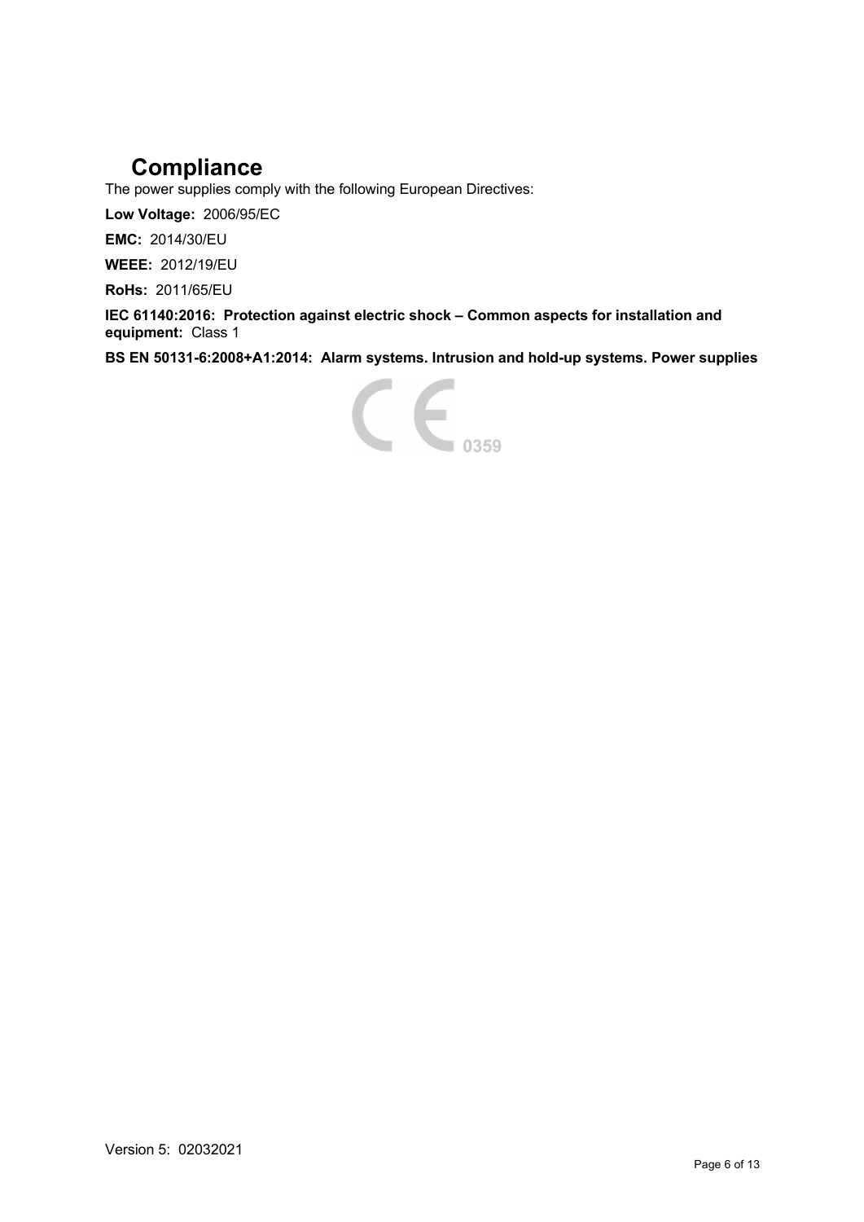# Compliance

The power supplies comply with the following European Directives:

**Low Voltage:** 2006/95/EC

**EMC:** 2014/30/EU

**WEEE:** 2012/19/EU

**RoHs:** 2011/65/EU

**IEC 61140:2016: Protection against electric shock – Common aspects for installation and equipment:** Class 1

**BS EN 50131-6:2008+A1:2014: Alarm systems. Intrusion and hold-up systems. Power supplies**

CE 0359

Version 5: 02032021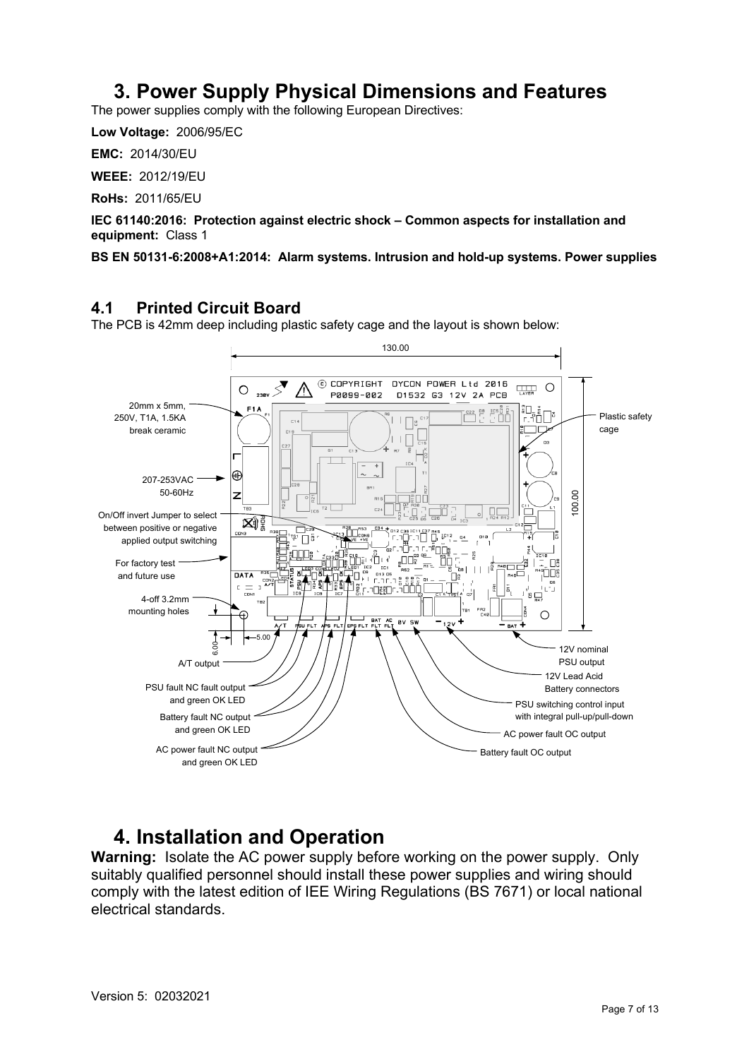# 3. Power Supply Physical Dimensions and Features

The power supplies comply with the following European Directives:

**Low Voltage:** 2006/95/EC

**EMC:** 2014/30/EU

**WEEE:** 2012/19/EU

**RoHs:** 2011/65/EU

**IEC 61140:2016: Protection against electric shock – Common aspects for installation and equipment:** Class 1

**BS EN 50131-6:2008+A1:2014: Alarm systems. Intrusion and hold-up systems. Power supplies**

## 4.1 Printed Circuit Board

The PCB is 42mm deep including plastic safety cage and the layout is shown below:

130.00

100.00

20mm x 5mm, 250V, T1A, 1.5KA break ceramic

207-253VAC 50-60Hz

On/Off invert Jumper to select between positive or negative applied output switching

For factory test and future use

4-off 3.2mm mounting holes

5.00

6.00

A/T output

PSU fault NC fault output and green OK LED

Battery fault NC output and green OK LED

AC power fault NC output and green OK LED

Plastic safety cage

12V nominal PSU output

12V Lead Acid Battery connectors

PSU switching control input with integral pull-up/pull-down

AC power fault OC output

Battery fault OC output

# 4. Installation and Operation

**Warning:** Isolate the AC power supply before working on the power supply. Only suitably qualified personnel should install these power supplies and wiring should comply with the latest edition of IEE Wiring Regulations (BS 7671) or local national electrical standards.

Version 5: 02032021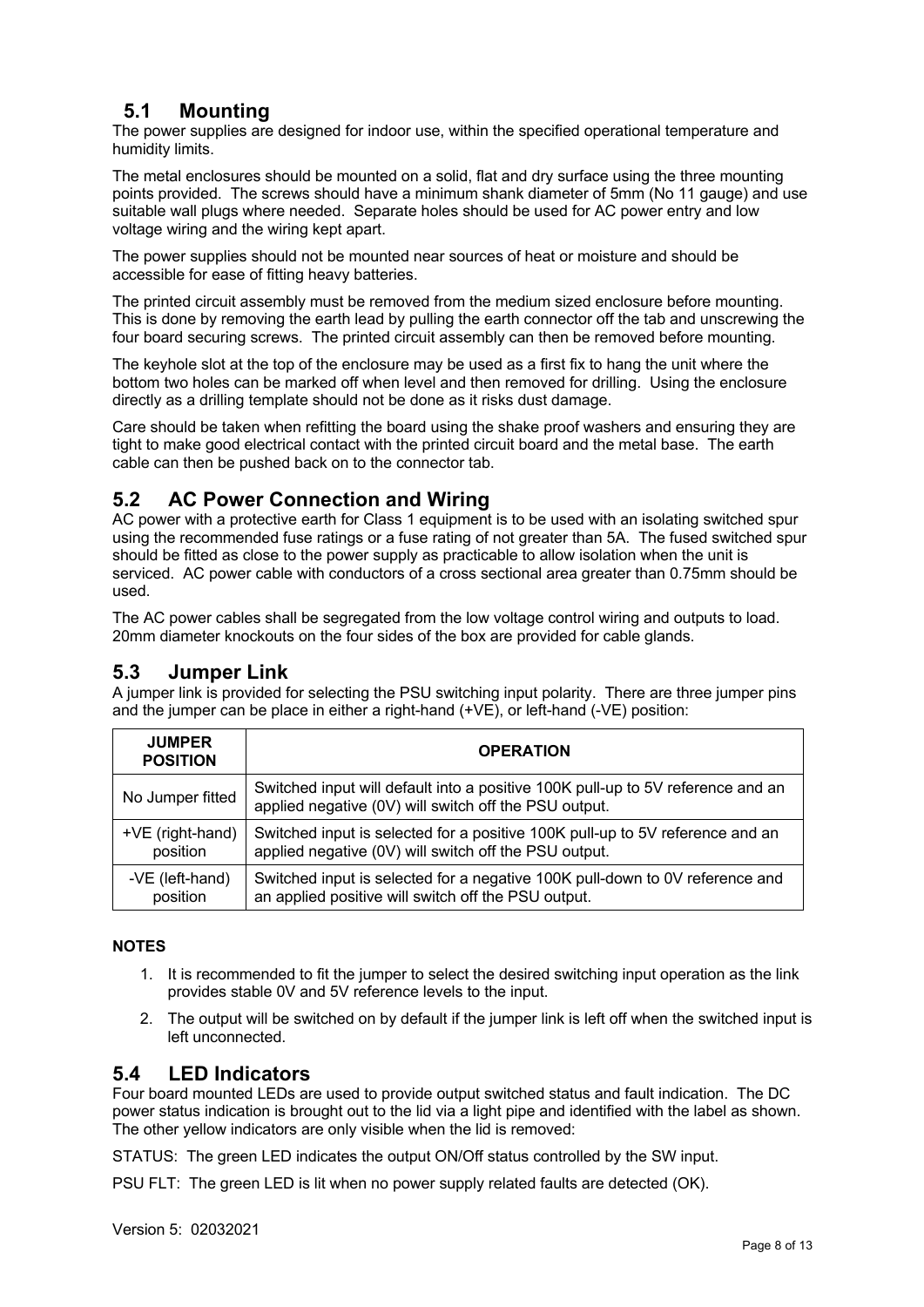## 5.1 Mounting

The power supplies are designed for indoor use, within the specified operational temperature and humidity limits.

The metal enclosures should be mounted on a solid, flat and dry surface using the three mounting points provided. The screws should have a minimum shank diameter of 5mm (No 11 gauge) and use suitable wall plugs where needed. Separate holes should be used for AC power entry and low voltage wiring and the wiring kept apart.

The power supplies should not be mounted near sources of heat or moisture and should be accessible for ease of fitting heavy batteries.

The printed circuit assembly must be removed from the medium sized enclosure before mounting. This is done by removing the earth lead by pulling the earth connector off the tab and unscrewing the four board securing screws. The printed circuit assembly can then be removed before mounting.

The keyhole slot at the top of the enclosure may be used as a first fix to hang the unit where the bottom two holes can be marked off when level and then removed for drilling. Using the enclosure directly as a drilling template should not be done as it risks dust damage.

Care should be taken when refitting the board using the shake proof washers and ensuring they are tight to make good electrical contact with the printed circuit board and the metal base. The earth cable can then be pushed back on to the connector tab.

## 5.2 AC Power Connection and Wiring

AC power with a protective earth for Class 1 equipment is to be used with an isolating switched spur using the recommended fuse ratings or a fuse rating of not greater than 5A. The fused switched spur should be fitted as close to the power supply as practicable to allow isolation when the unit is serviced. AC power cable with conductors of a cross sectional area greater than 0.75mm should be used.

The AC power cables shall be segregated from the low voltage control wiring and outputs to load. 20mm diameter knockouts on the four sides of the box are provided for cable glands.

## 5.3 Jumper Link

A jumper link is provided for selecting the PSU switching input polarity. There are three jumper pins and the jumper can be place in either a right-hand (+VE), or left-hand (-VE) position:

| JUMPER POSITION | OPERATION |
|---|---|
| No Jumper fitted | Switched input will default into a positive 100K pull-up to 5V reference and an applied negative (0V) will switch off the PSU output. |
| +VE (right-hand) position | Switched input is selected for a positive 100K pull-up to 5V reference and an applied negative (0V) will switch off the PSU output. |
| -VE (left-hand) position | Switched input is selected for a negative 100K pull-down to 0V reference and an applied positive will switch off the PSU output. |

**NOTES**

1. It is recommended to fit the jumper to select the desired switching input operation as the link provides stable 0V and 5V reference levels to the input.
2. The output will be switched on by default if the jumper link is left off when the switched input is left unconnected.

## 5.4 LED Indicators

Four board mounted LEDs are used to provide output switched status and fault indication. The DC power status indication is brought out to the lid via a light pipe and identified with the label as shown. The other yellow indicators are only visible when the lid is removed:

STATUS: The green LED indicates the output ON/Off status controlled by the SW input.

PSU FLT: The green LED is lit when no power supply related faults are detected (OK).

Version 5: 02032021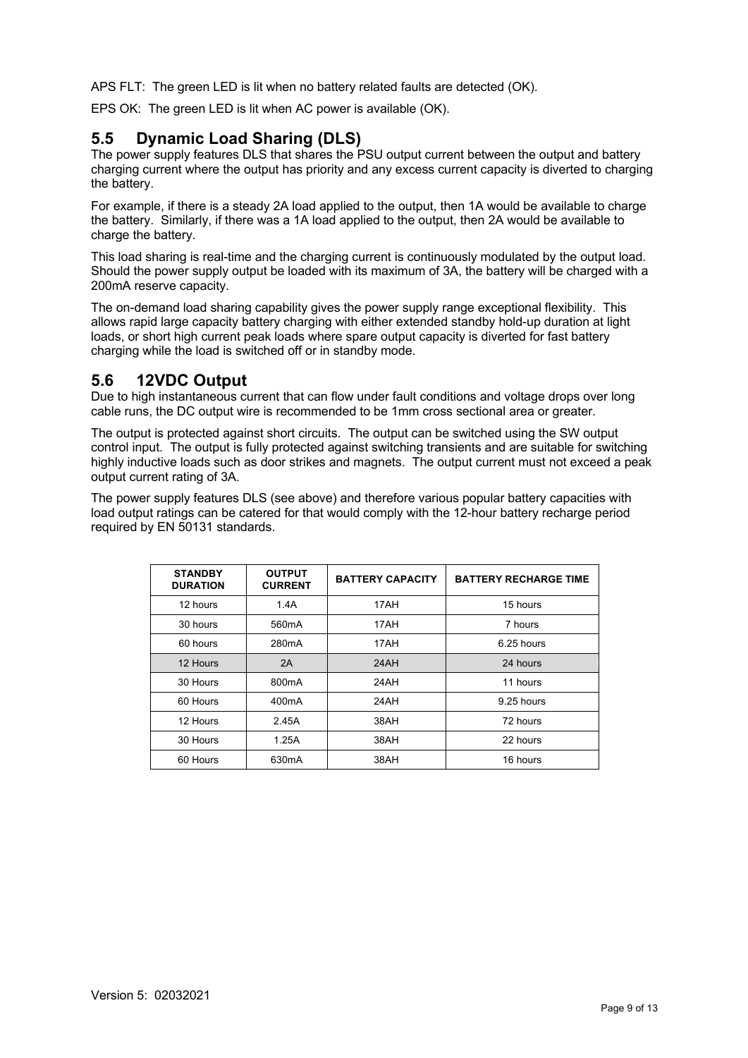APS FLT: The green LED is lit when no battery related faults are detected (OK).

EPS OK: The green LED is lit when AC power is available (OK).

## 5.5 Dynamic Load Sharing (DLS)

The power supply features DLS that shares the PSU output current between the output and battery charging current where the output has priority and any excess current capacity is diverted to charging the battery.

For example, if there is a steady 2A load applied to the output, then 1A would be available to charge the battery. Similarly, if there was a 1A load applied to the output, then 2A would be available to charge the battery.

This load sharing is real-time and the charging current is continuously modulated by the output load. Should the power supply output be loaded with its maximum of 3A, the battery will be charged with a 200mA reserve capacity.

The on-demand load sharing capability gives the power supply range exceptional flexibility. This allows rapid large capacity battery charging with either extended standby hold-up duration at light loads, or short high current peak loads where spare output capacity is diverted for fast battery charging while the load is switched off or in standby mode.

## 5.6 12VDC Output

Due to high instantaneous current that can flow under fault conditions and voltage drops over long cable runs, the DC output wire is recommended to be 1mm cross sectional area or greater.

The output is protected against short circuits. The output can be switched using the SW output control input. The output is fully protected against switching transients and are suitable for switching highly inductive loads such as door strikes and magnets. The output current must not exceed a peak output current rating of 3A.

The power supply features DLS (see above) and therefore various popular battery capacities with load output ratings can be catered for that would comply with the 12-hour battery recharge period required by EN 50131 standards.

| STANDBY DURATION | OUTPUT CURRENT | BATTERY CAPACITY | BATTERY RECHARGE TIME |
|---|---|---|---|
| 12 hours | 1.4A | 17AH | 15 hours |
| 30 hours | 560mA | 17AH | 7 hours |
| 60 hours | 280mA | 17AH | 6.25 hours |
| 12 Hours | 2A | 24AH | 24 hours |
| 30 Hours | 800mA | 24AH | 11 hours |
| 60 Hours | 400mA | 24AH | 9.25 hours |
| 12 Hours | 2.45A | 38AH | 72 hours |
| 30 Hours | 1.25A | 38AH | 22 hours |
| 60 Hours | 630mA | 38AH | 16 hours |

Version 5: 02032021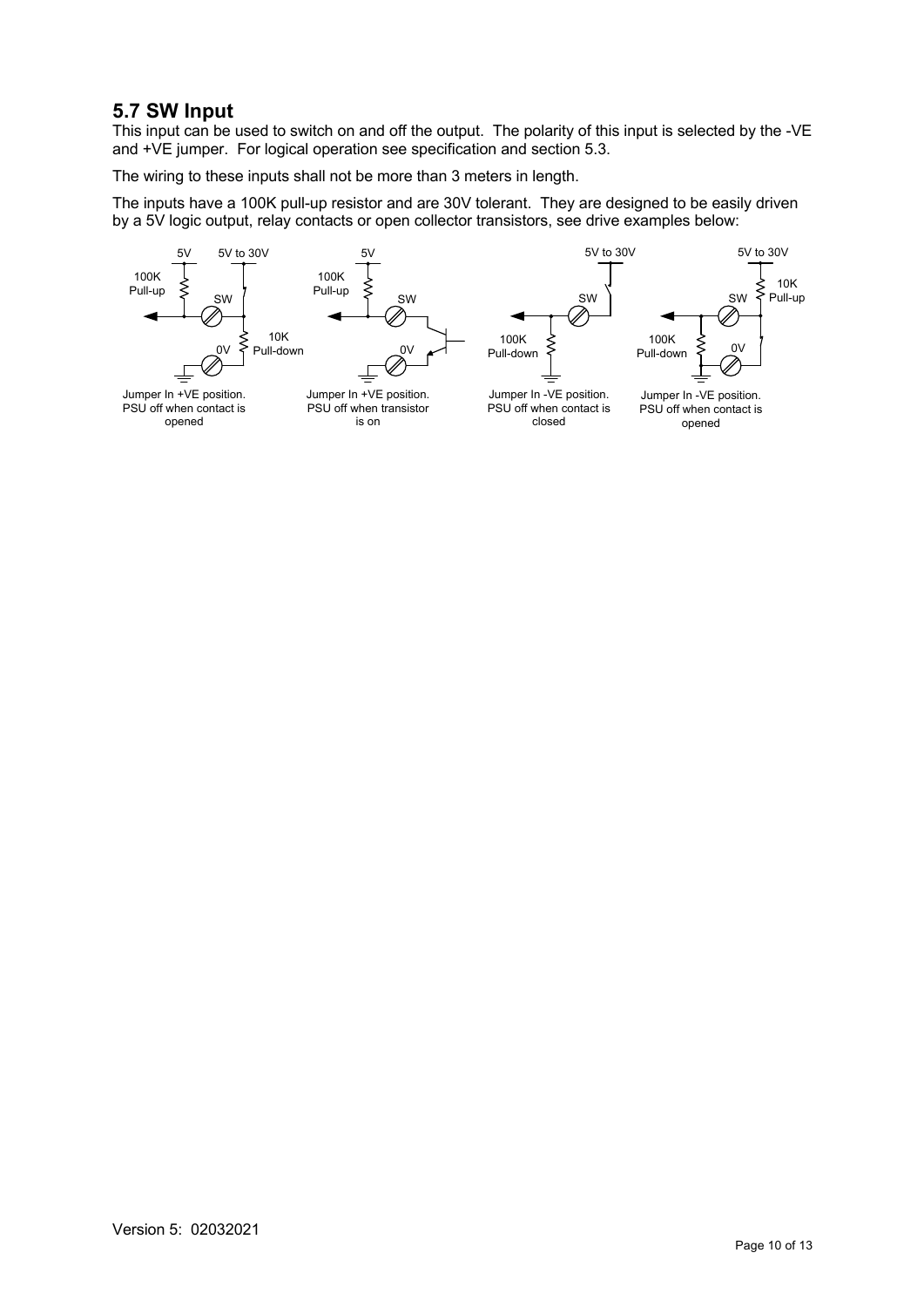## 5.7 SW Input

This input can be used to switch on and off the output. The polarity of this input is selected by the -VE and +VE jumper. For logical operation see specification and section 5.3.

The wiring to these inputs shall not be more than 3 meters in length.

The inputs have a 100K pull-up resistor and are 30V tolerant. They are designed to be easily driven by a 5V logic output, relay contacts or open collector transistors, see drive examples below:

Jumper In +VE position. PSU off when contact is opened

Jumper In +VE position. PSU off when transistor is on

Jumper In -VE position. PSU off when contact is closed

Jumper In -VE position. PSU off when contact is opened

Version 5: 02032021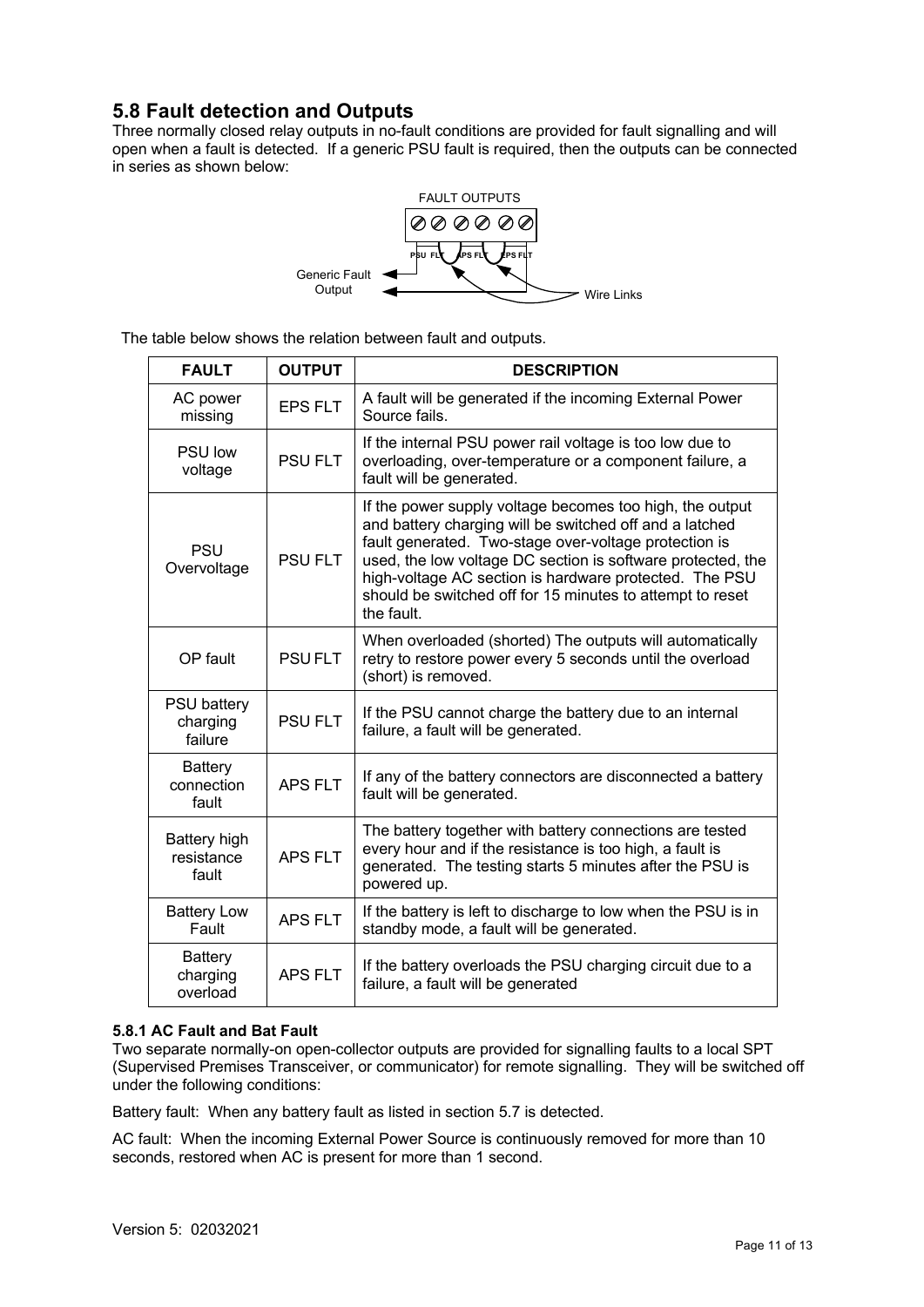## 5.8 Fault detection and Outputs

Three normally closed relay outputs in no-fault conditions are provided for fault signalling and will open when a fault is detected. If a generic PSU fault is required, then the outputs can be connected in series as shown below:

FAULT OUTPUTS

PSU FLT APS FLT EPS FLT

Generic Fault Output

Wire Links

The table below shows the relation between fault and outputs.

| FAULT | OUTPUT | DESCRIPTION |
|---|---|---|
| AC power missing | EPS FLT | A fault will be generated if the incoming External Power Source fails. |
| PSU low voltage | PSU FLT | If the internal PSU power rail voltage is too low due to overloading, over-temperature or a component failure, a fault will be generated. |
| PSU Overvoltage | PSU FLT | If the power supply voltage becomes too high, the output and battery charging will be switched off and a latched fault generated. Two-stage over-voltage protection is used, the low voltage DC section is software protected, the high-voltage AC section is hardware protected. The PSU should be switched off for 15 minutes to attempt to reset the fault. |
| OP fault | PSU FLT | When overloaded (shorted) The outputs will automatically retry to restore power every 5 seconds until the overload (short) is removed. |
| PSU battery charging failure | PSU FLT | If the PSU cannot charge the battery due to an internal failure, a fault will be generated. |
| Battery connection fault | APS FLT | If any of the battery connectors are disconnected a battery fault will be generated. |
| Battery high resistance fault | APS FLT | The battery together with battery connections are tested every hour and if the resistance is too high, a fault is generated. The testing starts 5 minutes after the PSU is powered up. |
| Battery Low Fault | APS FLT | If the battery is left to discharge to low when the PSU is in standby mode, a fault will be generated. |
| Battery charging overload | APS FLT | If the battery overloads the PSU charging circuit due to a failure, a fault will be generated |

#### 5.8.1 AC Fault and Bat Fault

Two separate normally-on open-collector outputs are provided for signalling faults to a local SPT (Supervised Premises Transceiver, or communicator) for remote signalling. They will be switched off under the following conditions:

Battery fault: When any battery fault as listed in section 5.7 is detected.

AC fault: When the incoming External Power Source is continuously removed for more than 10 seconds, restored when AC is present for more than 1 second.

Version 5: 02032021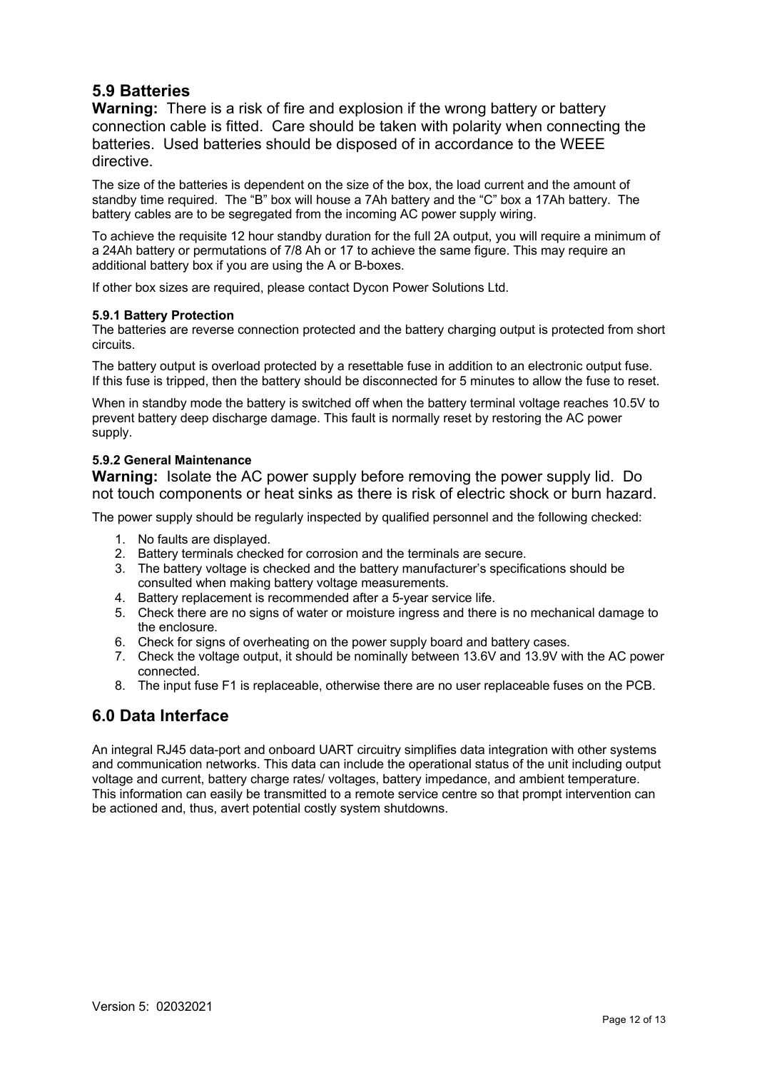## 5.9 Batteries

**Warning:** There is a risk of fire and explosion if the wrong battery or battery connection cable is fitted. Care should be taken with polarity when connecting the batteries. Used batteries should be disposed of in accordance to the WEEE directive.

The size of the batteries is dependent on the size of the box, the load current and the amount of standby time required. The "B" box will house a 7Ah battery and the "C" box a 17Ah battery. The battery cables are to be segregated from the incoming AC power supply wiring.

To achieve the requisite 12 hour standby duration for the full 2A output, you will require a minimum of a 24Ah battery or permutations of 7/8 Ah or 17 to achieve the same figure. This may require an additional battery box if you are using the A or B-boxes.

If other box sizes are required, please contact Dycon Power Solutions Ltd.

#### 5.9.1 Battery Protection

The batteries are reverse connection protected and the battery charging output is protected from short circuits.

The battery output is overload protected by a resettable fuse in addition to an electronic output fuse. If this fuse is tripped, then the battery should be disconnected for 5 minutes to allow the fuse to reset.

When in standby mode the battery is switched off when the battery terminal voltage reaches 10.5V to prevent battery deep discharge damage. This fault is normally reset by restoring the AC power supply.

#### 5.9.2 General Maintenance

**Warning:** Isolate the AC power supply before removing the power supply lid. Do not touch components or heat sinks as there is risk of electric shock or burn hazard.

The power supply should be regularly inspected by qualified personnel and the following checked:

1. No faults are displayed.
2. Battery terminals checked for corrosion and the terminals are secure.
3. The battery voltage is checked and the battery manufacturer's specifications should be consulted when making battery voltage measurements.
4. Battery replacement is recommended after a 5-year service life.
5. Check there are no signs of water or moisture ingress and there is no mechanical damage to the enclosure.
6. Check for signs of overheating on the power supply board and battery cases.
7. Check the voltage output, it should be nominally between 13.6V and 13.9V with the AC power connected.
8. The input fuse F1 is replaceable, otherwise there are no user replaceable fuses on the PCB.

## 6.0 Data Interface

An integral RJ45 data-port and onboard UART circuitry simplifies data integration with other systems and communication networks. This data can include the operational status of the unit including output voltage and current, battery charge rates/ voltages, battery impedance, and ambient temperature. This information can easily be transmitted to a remote service centre so that prompt intervention can be actioned and, thus, avert potential costly system shutdowns.

Version 5: 02032021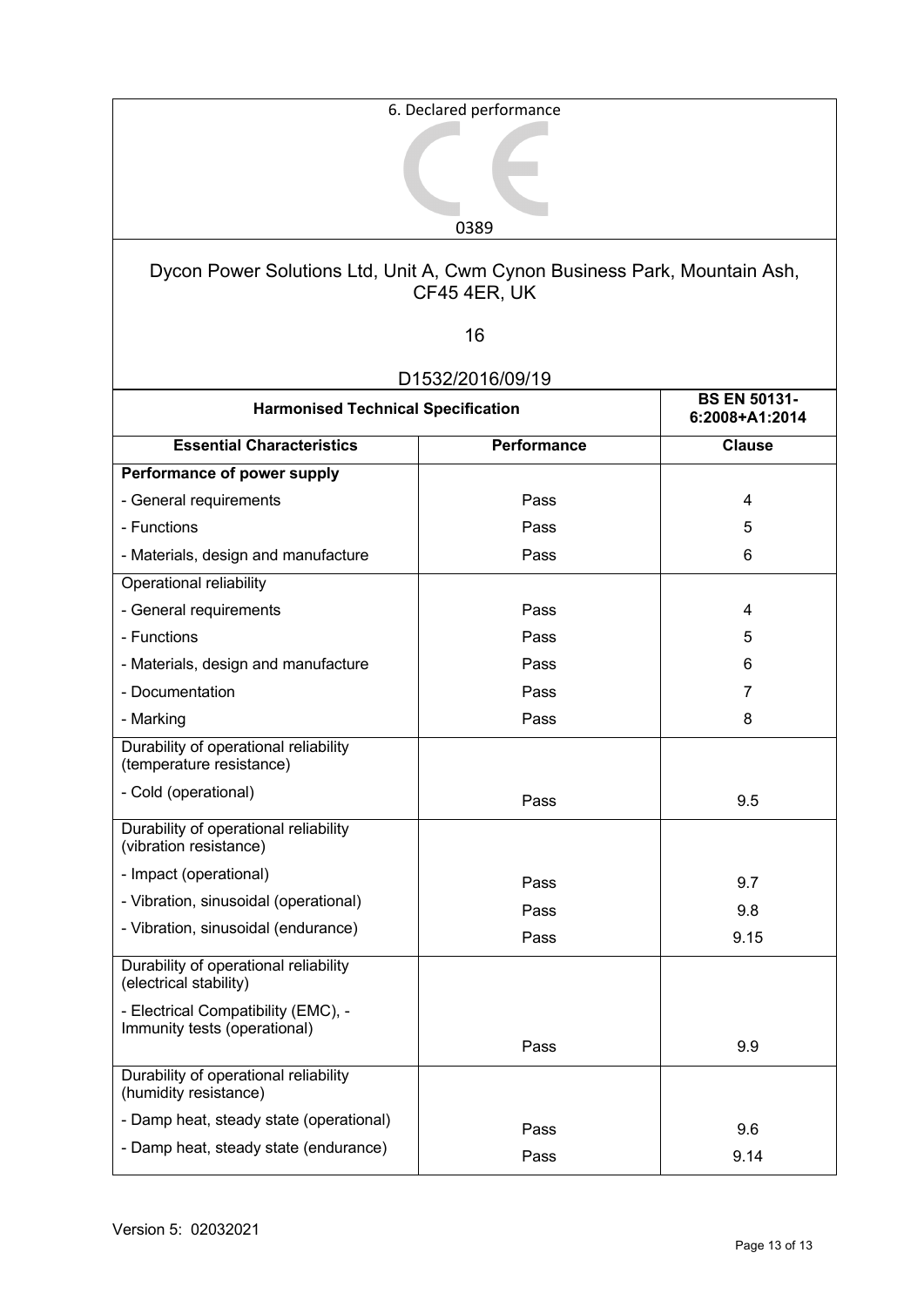6. Declared performance

CE

0389

Dycon Power Solutions Ltd, Unit A, Cwm Cynon Business Park, Mountain Ash, CF45 4ER, UK

16

D1532/2016/09/19

| Harmonised Technical Specification | | BS EN 50131-6:2008+A1:2014 |
|---|---|---|
| **Essential Characteristics** | **Performance** | **Clause** |
| **Performance of power supply** | | |
| - General requirements | Pass | 4 |
| - Functions | Pass | 5 |
| - Materials, design and manufacture | Pass | 6 |
| Operational reliability | | |
| - General requirements | Pass | 4 |
| - Functions | Pass | 5 |
| - Materials, design and manufacture | Pass | 6 |
| - Documentation | Pass | 7 |
| - Marking | Pass | 8 |
| Durability of operational reliability (temperature resistance) | | |
| - Cold (operational) | Pass | 9.5 |
| Durability of operational reliability (vibration resistance) | | |
| - Impact (operational) | Pass | 9.7 |
| - Vibration, sinusoidal (operational) | Pass | 9.8 |
| - Vibration, sinusoidal (endurance) | Pass | 9.15 |
| Durability of operational reliability (electrical stability) | | |
| - Electrical Compatibility (EMC), - Immunity tests (operational) | Pass | 9.9 |
| Durability of operational reliability (humidity resistance) | | |
| - Damp heat, steady state (operational) | Pass | 9.6 |
| - Damp heat, steady state (endurance) | Pass | 9.14 |

Version 5: 02032021